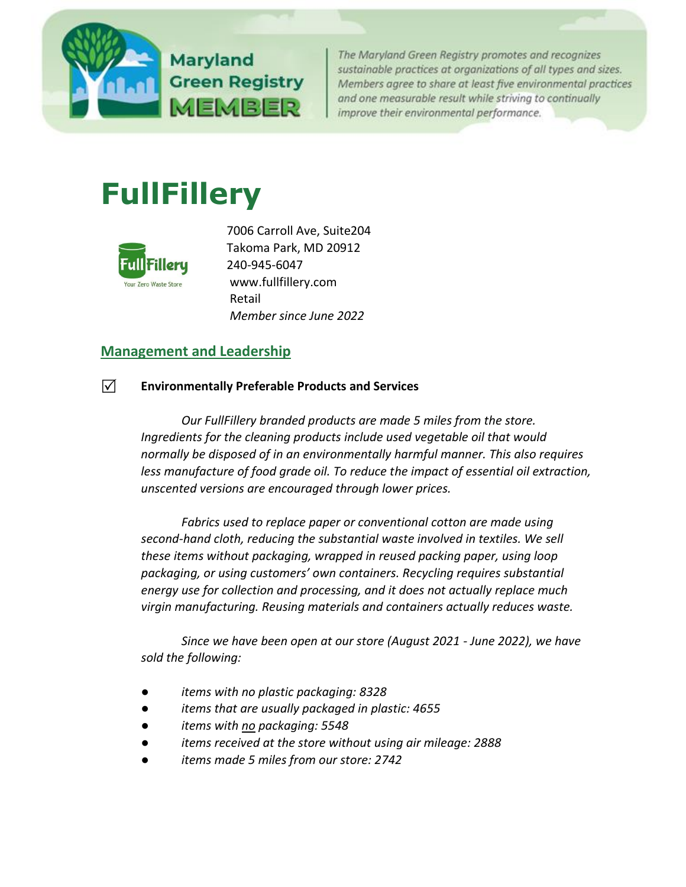Maryland Green Registry MEMBER

*The Maryland Green Registry promotes and recognizes sustainable practices at organizations of all types and sizes. Members agree to share at least five environmental practices and one measurable result while striving to continually improve their environmental performance.*

# FullFillery

FullFillery
Your Zero Waste Store

7006 Carroll Ave, Suite204
Takoma Park, MD 20912
240-945-6047
www.fullfillery.com
Retail
*Member since June 2022*

## Management and Leadership

☑ **Environmentally Preferable Products and Services**

*Our FullFillery branded products are made 5 miles from the store. Ingredients for the cleaning products include used vegetable oil that would normally be disposed of in an environmentally harmful manner. This also requires less manufacture of food grade oil. To reduce the impact of essential oil extraction, unscented versions are encouraged through lower prices.*

*Fabrics used to replace paper or conventional cotton are made using second-hand cloth, reducing the substantial waste involved in textiles. We sell these items without packaging, wrapped in reused packing paper, using loop packaging, or using customers' own containers. Recycling requires substantial energy use for collection and processing, and it does not actually replace much virgin manufacturing. Reusing materials and containers actually reduces waste.*

*Since we have been open at our store (August 2021 - June 2022), we have sold the following:*

- *items with no plastic packaging: 8328*
- *items that are usually packaged in plastic: 4655*
- *items with no packaging: 5548*
- *items received at the store without using air mileage: 2888*
- *items made 5 miles from our store: 2742*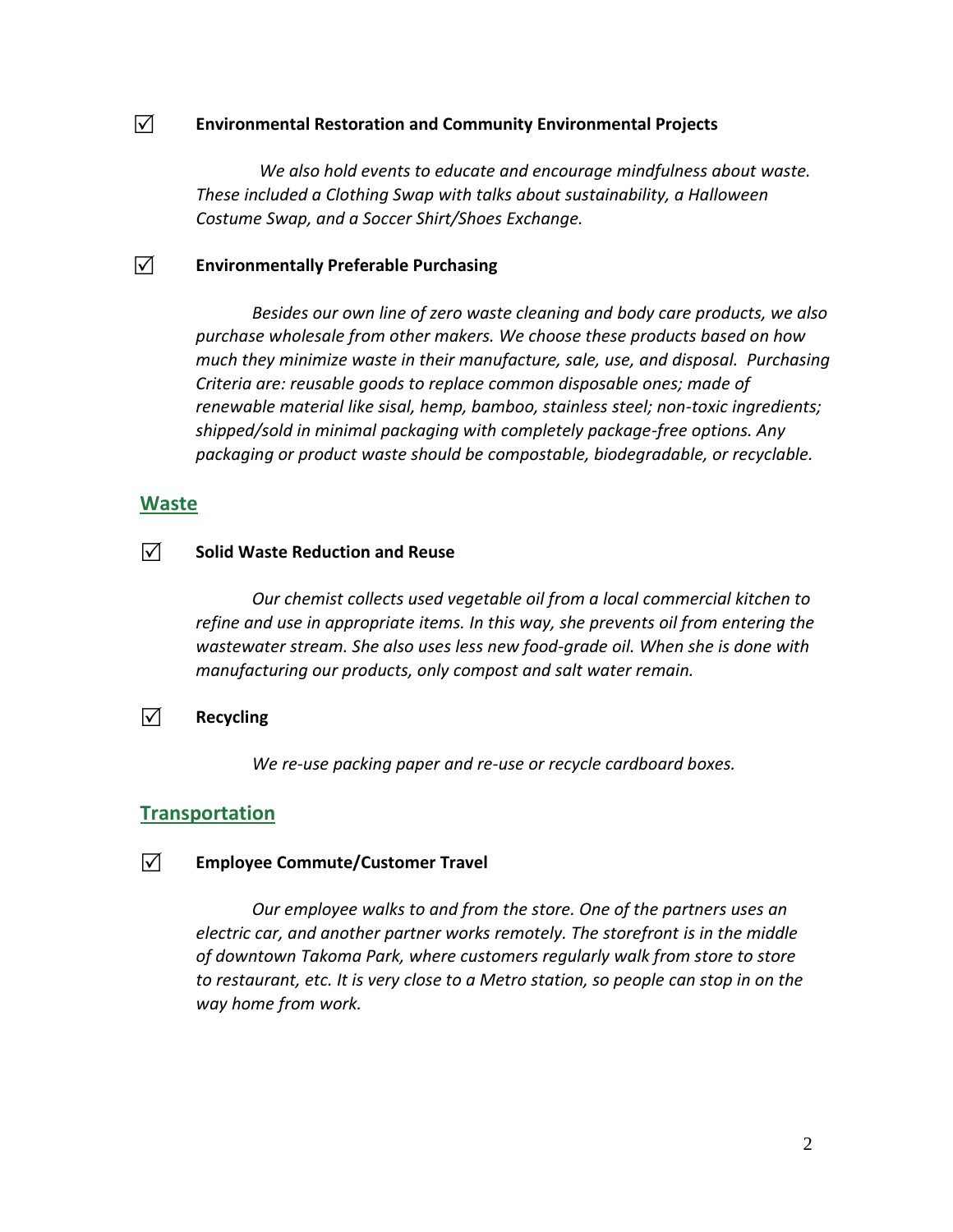☑ **Environmental Restoration and Community Environmental Projects**

*We also hold events to educate and encourage mindfulness about waste. These included a Clothing Swap with talks about sustainability, a Halloween Costume Swap, and a Soccer Shirt/Shoes Exchange.*

☑ **Environmentally Preferable Purchasing**

*Besides our own line of zero waste cleaning and body care products, we also purchase wholesale from other makers. We choose these products based on how much they minimize waste in their manufacture, sale, use, and disposal. Purchasing Criteria are: reusable goods to replace common disposable ones; made of renewable material like sisal, hemp, bamboo, stainless steel; non-toxic ingredients; shipped/sold in minimal packaging with completely package-free options. Any packaging or product waste should be compostable, biodegradable, or recyclable.*

## Waste

☑ **Solid Waste Reduction and Reuse**

*Our chemist collects used vegetable oil from a local commercial kitchen to refine and use in appropriate items. In this way, she prevents oil from entering the wastewater stream. She also uses less new food-grade oil. When she is done with manufacturing our products, only compost and salt water remain.*

☑ **Recycling**

*We re-use packing paper and re-use or recycle cardboard boxes.*

## Transportation

☑ **Employee Commute/Customer Travel**

*Our employee walks to and from the store. One of the partners uses an electric car, and another partner works remotely. The storefront is in the middle of downtown Takoma Park, where customers regularly walk from store to store to restaurant, etc. It is very close to a Metro station, so people can stop in on the way home from work.*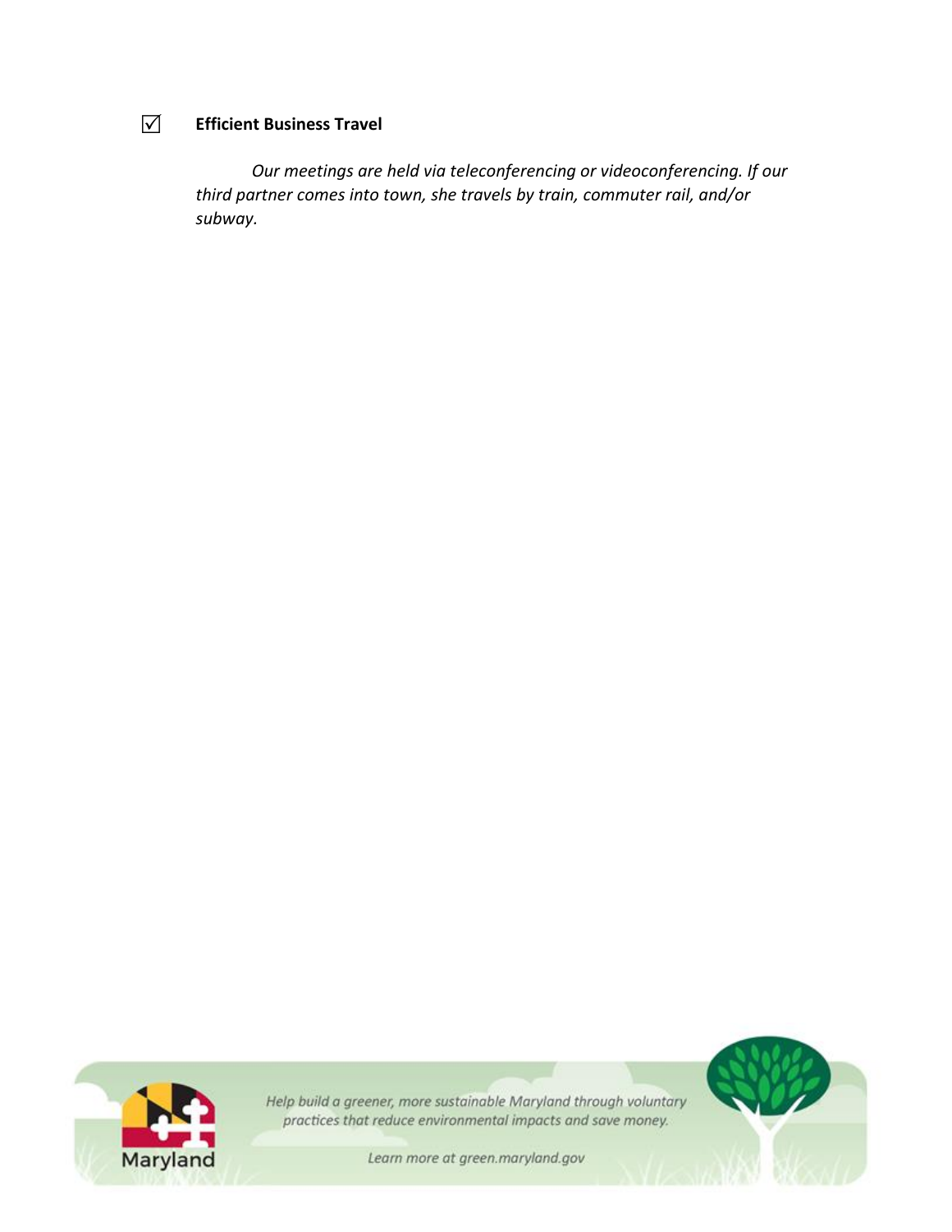☑ **Efficient Business Travel**

*Our meetings are held via teleconferencing or videoconferencing. If our third partner comes into town, she travels by train, commuter rail, and/or subway.*